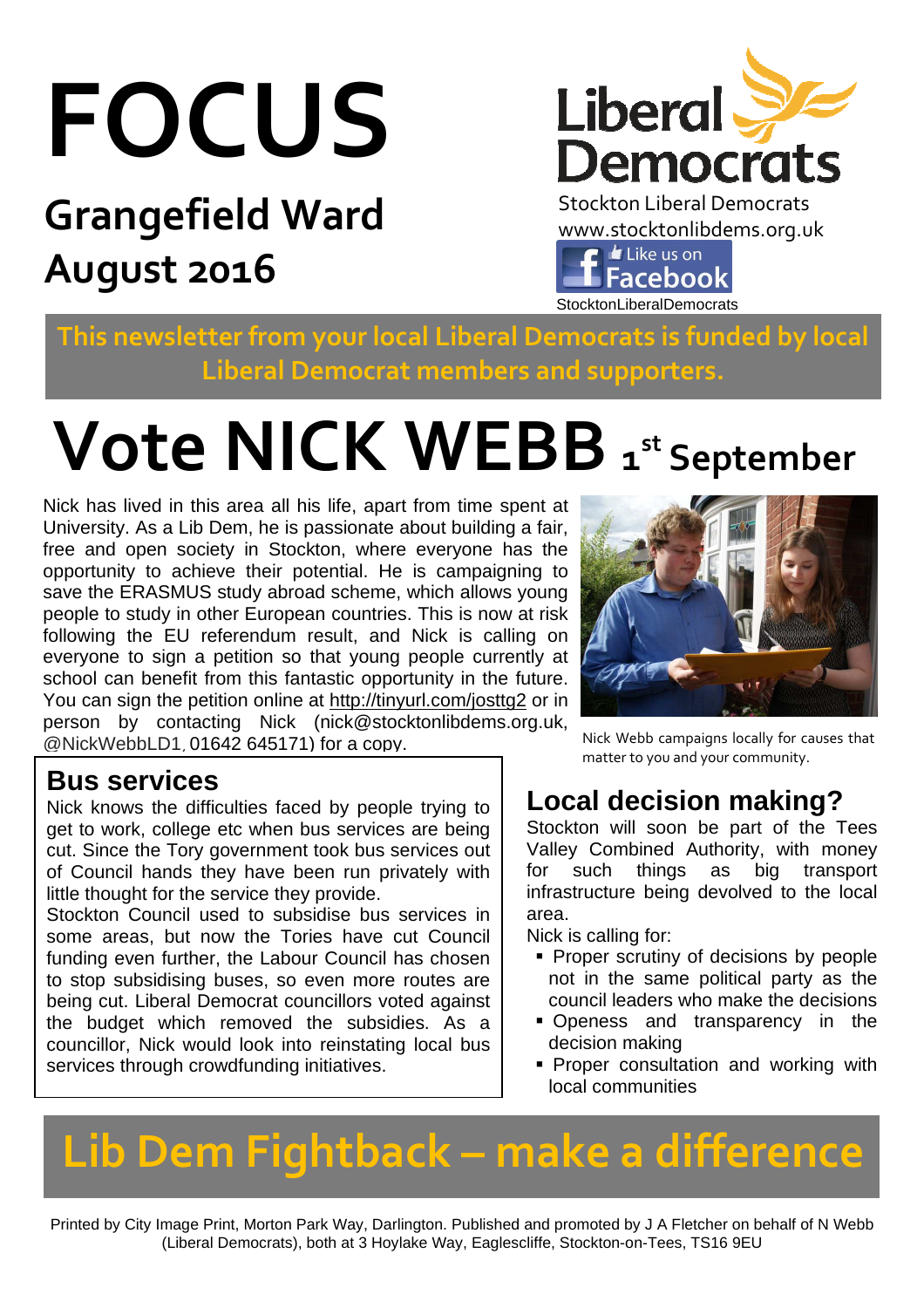# FOCUS

## Grangefield Ward
## August 2016

Liberal Democrats
Stockton Liberal Democrats
www.stocktonlibdems.org.uk
Like us on Facebook
StocktonLiberalDemocrats

**This newsletter from your local Liberal Democrats is funded by local Liberal Democrat members and supporters.**

# Vote NICK WEBB 1st September

Nick has lived in this area all his life, apart from time spent at University. As a Lib Dem, he is passionate about building a fair, free and open society in Stockton, where everyone has the opportunity to achieve their potential. He is campaigning to save the ERASMUS study abroad scheme, which allows young people to study in other European countries. This is now at risk following the EU referendum result, and Nick is calling on everyone to sign a petition so that young people currently at school can benefit from this fantastic opportunity in the future. You can sign the petition online at http://tinyurl.com/josttg2 or in person by contacting Nick (nick@stocktonlibdems.org.uk, @NickWebbLD1, 01642 645171) for a copy.

Nick Webb campaigns locally for causes that matter to you and your community.

## Bus services

Nick knows the difficulties faced by people trying to get to work, college etc when bus services are being cut. Since the Tory government took bus services out of Council hands they have been run privately with little thought for the service they provide.

Stockton Council used to subsidise bus services in some areas, but now the Tories have cut Council funding even further, the Labour Council has chosen to stop subsidising buses, so even more routes are being cut. Liberal Democrat councillors voted against the budget which removed the subsidies. As a councillor, Nick would look into reinstating local bus services through crowdfunding initiatives.

## Local decision making?

Stockton will soon be part of the Tees Valley Combined Authority, with money for such things as big transport infrastructure being devolved to the local area.

Nick is calling for:

- Proper scrutiny of decisions by people not in the same political party as the council leaders who make the decisions
- Openess and transparency in the decision making
- Proper consultation and working with local communities

# Lib Dem Fightback – make a difference

Printed by City Image Print, Morton Park Way, Darlington. Published and promoted by J A Fletcher on behalf of N Webb (Liberal Democrats), both at 3 Hoylake Way, Eaglescliffe, Stockton-on-Tees, TS16 9EU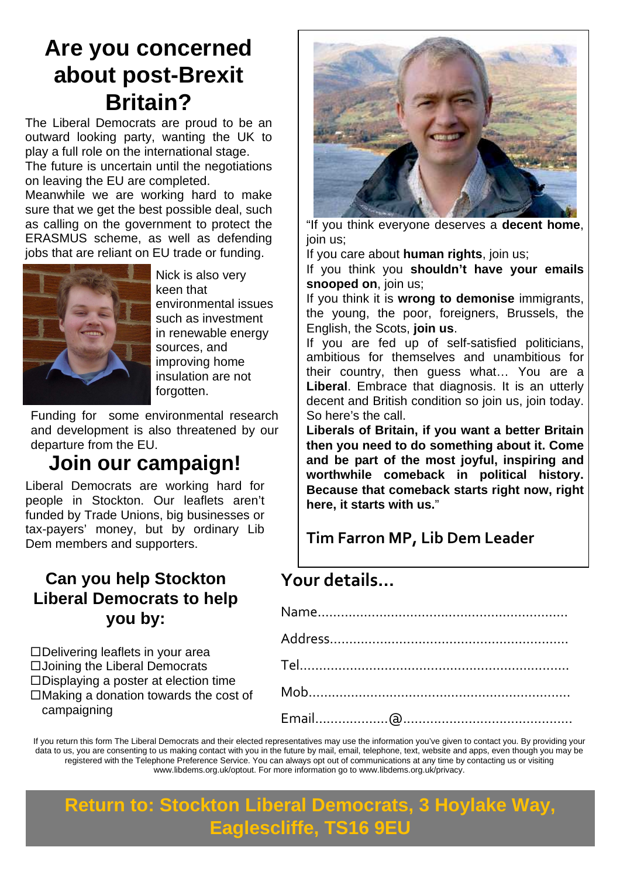# Are you concerned about post-Brexit Britain?

The Liberal Democrats are proud to be an outward looking party, wanting the UK to play a full role on the international stage.
The future is uncertain until the negotiations on leaving the EU are completed.
Meanwhile we are working hard to make sure that we get the best possible deal, such as calling on the government to protect the ERASMUS scheme, as well as defending jobs that are reliant on EU trade or funding.

Nick is also very keen that environmental issues such as investment in renewable energy sources, and improving home insulation are not forgotten.

Funding for some environmental research and development is also threatened by our departure from the EU.

## Join our campaign!

Liberal Democrats are working hard for people in Stockton. Our leaflets aren't funded by Trade Unions, big businesses or tax-payers' money, but by ordinary Lib Dem members and supporters.

### Can you help Stockton Liberal Democrats to help you by:

- ☐Delivering leaflets in your area
- ☐Joining the Liberal Democrats
- ☐Displaying a poster at election time
- ☐Making a donation towards the cost of campaigning

"If you think everyone deserves a **decent home**, join us;
If you care about **human rights**, join us;
If you think you **shouldn't have your emails snooped on**, join us;
If you think it is **wrong to demonise** immigrants, the young, the poor, foreigners, Brussels, the English, the Scots, **join us**.
If you are fed up of self-satisfied politicians, ambitious for themselves and unambitious for their country, then guess what… You are a **Liberal**. Embrace that diagnosis. It is an utterly decent and British condition so join us, join today.
So here's the call.
**Liberals of Britain, if you want a better Britain then you need to do something about it. Come and be part of the most joyful, inspiring and worthwhile comeback in political history. Because that comeback starts right now, right here, it starts with us.**"

**Tim Farron MP, Lib Dem Leader**

## Your details…

Name.................................................................

Address.............................................................

Tel.....................................................................

Mob...................................................................

Email...................@............................................

If you return this form The Liberal Democrats and their elected representatives may use the information you've given to contact you. By providing your data to us, you are consenting to us making contact with you in the future by mail, email, telephone, text, website and apps, even though you may be registered with the Telephone Preference Service. You can always opt out of communications at any time by contacting us or visiting www.libdems.org.uk/optout. For more information go to www.libdems.org.uk/privacy.

**Return to: Stockton Liberal Democrats, 3 Hoylake Way, Eaglescliffe, TS16 9EU**